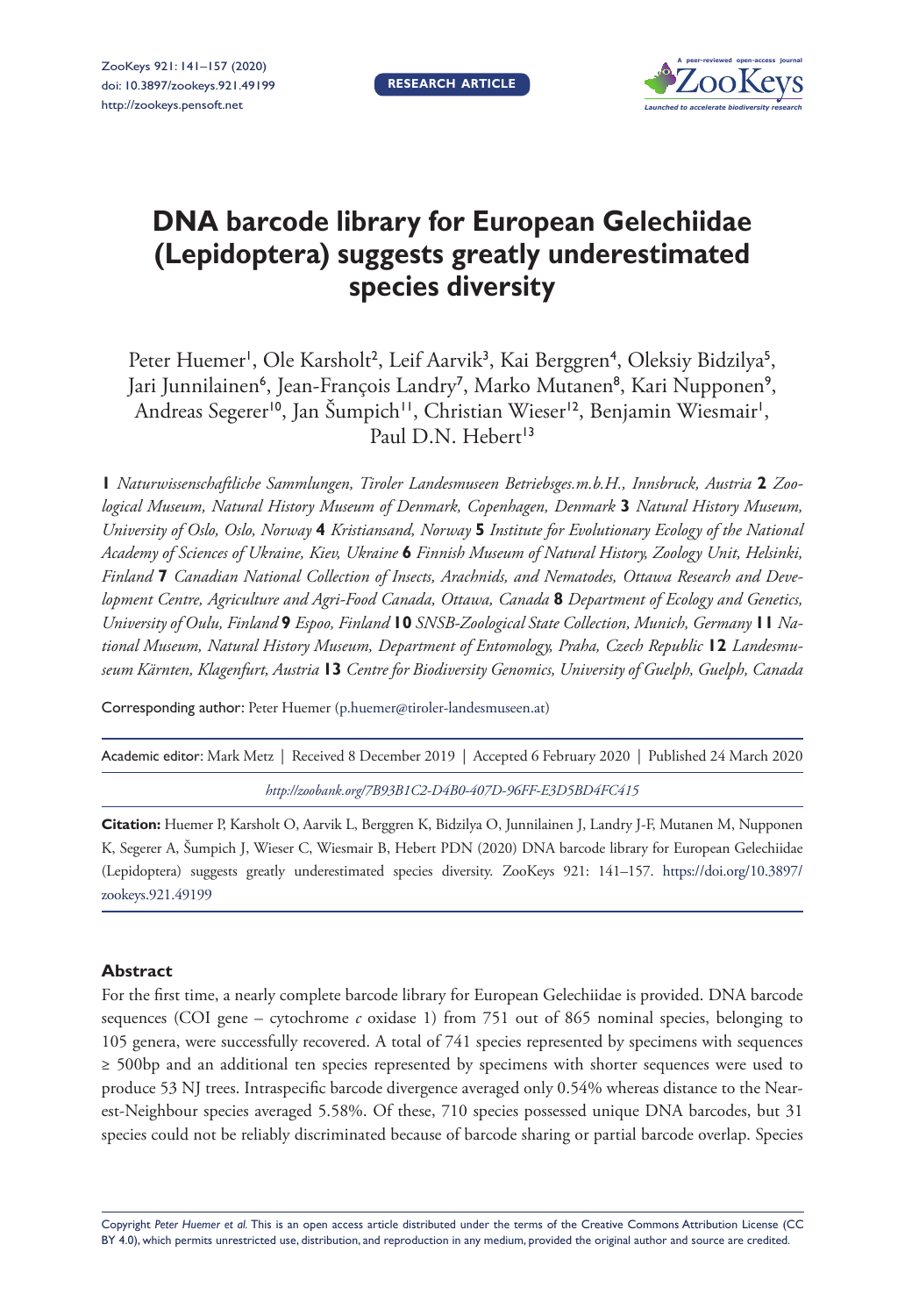# DNA barcode library for European Gelechiidae (Lepidoptera) suggests greatly underestimated species diversity

Peter Huemer[1], Ole Karsholt[2], Leif Aarvik[3], Kai Berggren[4], Oleksiy Bidzilya[5], Jari Junnilainen[6], Jean-François Landry[7], Marko Mutanen[8], Kari Nupponen[9], Andreas Segerer[10], Jan Šumpich[11], Christian Wieser[12], Benjamin Wiesmair[1], Paul D.N. Hebert[13]

**1** *Naturwissenschaftliche Sammlungen, Tiroler Landesmuseen Betriebsges.m.b.H., Innsbruck, Austria* **2** *Zoological Museum, Natural History Museum of Denmark, Copenhagen, Denmark* **3** *Natural History Museum, University of Oslo, Oslo, Norway* **4** *Kristiansand, Norway* **5** *Institute for Evolutionary Ecology of the National Academy of Sciences of Ukraine, Kiev, Ukraine* **6** *Finnish Museum of Natural History, Zoology Unit, Helsinki, Finland* **7** *Canadian National Collection of Insects, Arachnids, and Nematodes, Ottawa Research and Development Centre, Agriculture and Agri-Food Canada, Ottawa, Canada* **8** *Department of Ecology and Genetics, University of Oulu, Finland* **9** *Espoo, Finland* **10** *SNSB-Zoological State Collection, Munich, Germany* **11** *National Museum, Natural History Museum, Department of Entomology, Praha, Czech Republic* **12** *Landesmuseum Kärnten, Klagenfurt, Austria* **13** *Centre for Biodiversity Genomics, University of Guelph, Guelph, Canada*

Corresponding author: Peter Huemer (p.huemer@tiroler-landesmuseen.at)

Academic editor: Mark Metz | Received 8 December 2019 | Accepted 6 February 2020 | Published 24 March 2020

*http://zoobank.org/7B93B1C2-D4B0-407D-96FF-E3D5BD4FC415*

**Citation:** Huemer P, Karsholt O, Aarvik L, Berggren K, Bidzilya O, Junnilainen J, Landry J-F, Mutanen M, Nupponen K, Segerer A, Šumpich J, Wieser C, Wiesmair B, Hebert PDN (2020) DNA barcode library for European Gelechiidae (Lepidoptera) suggests greatly underestimated species diversity. ZooKeys 921: 141–157. https://doi.org/10.3897/zookeys.921.49199

## Abstract

For the first time, a nearly complete barcode library for European Gelechiidae is provided. DNA barcode sequences (COI gene – cytochrome *c* oxidase 1) from 751 out of 865 nominal species, belonging to 105 genera, were successfully recovered. A total of 741 species represented by specimens with sequences ≥ 500bp and an additional ten species represented by specimens with shorter sequences were used to produce 53 NJ trees. Intraspecific barcode divergence averaged only 0.54% whereas distance to the Nearest-Neighbour species averaged 5.58%. Of these, 710 species possessed unique DNA barcodes, but 31 species could not be reliably discriminated because of barcode sharing or partial barcode overlap. Species

Copyright *Peter Huemer et al.* This is an open access article distributed under the terms of the Creative Commons Attribution License (CC BY 4.0), which permits unrestricted use, distribution, and reproduction in any medium, provided the original author and source are credited.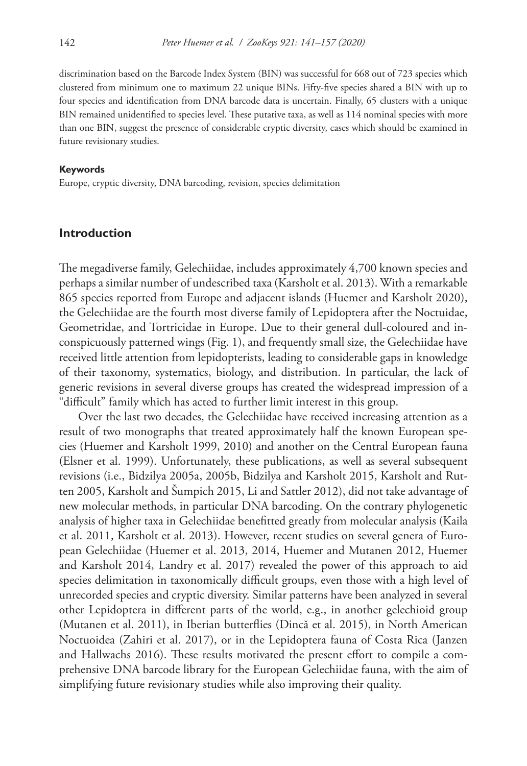discrimination based on the Barcode Index System (BIN) was successful for 668 out of 723 species which clustered from minimum one to maximum 22 unique BINs. Fifty-five species shared a BIN with up to four species and identification from DNA barcode data is uncertain. Finally, 65 clusters with a unique BIN remained unidentified to species level. These putative taxa, as well as 114 nominal species with more than one BIN, suggest the presence of considerable cryptic diversity, cases which should be examined in future revisionary studies.

#### Keywords

Europe, cryptic diversity, DNA barcoding, revision, species delimitation

## Introduction

The megadiverse family, Gelechiidae, includes approximately 4,700 known species and perhaps a similar number of undescribed taxa (Karsholt et al. 2013). With a remarkable 865 species reported from Europe and adjacent islands (Huemer and Karsholt 2020), the Gelechiidae are the fourth most diverse family of Lepidoptera after the Noctuidae, Geometridae, and Tortricidae in Europe. Due to their general dull-coloured and inconspicuously patterned wings (Fig. 1), and frequently small size, the Gelechiidae have received little attention from lepidopterists, leading to considerable gaps in knowledge of their taxonomy, systematics, biology, and distribution. In particular, the lack of generic revisions in several diverse groups has created the widespread impression of a "difficult" family which has acted to further limit interest in this group.

Over the last two decades, the Gelechiidae have received increasing attention as a result of two monographs that treated approximately half the known European species (Huemer and Karsholt 1999, 2010) and another on the Central European fauna (Elsner et al. 1999). Unfortunately, these publications, as well as several subsequent revisions (i.e., Bidzilya 2005a, 2005b, Bidzilya and Karsholt 2015, Karsholt and Rutten 2005, Karsholt and Šumpich 2015, Li and Sattler 2012), did not take advantage of new molecular methods, in particular DNA barcoding. On the contrary phylogenetic analysis of higher taxa in Gelechiidae benefitted greatly from molecular analysis (Kaila et al. 2011, Karsholt et al. 2013). However, recent studies on several genera of European Gelechiidae (Huemer et al. 2013, 2014, Huemer and Mutanen 2012, Huemer and Karsholt 2014, Landry et al. 2017) revealed the power of this approach to aid species delimitation in taxonomically difficult groups, even those with a high level of unrecorded species and cryptic diversity. Similar patterns have been analyzed in several other Lepidoptera in different parts of the world, e.g., in another gelechioid group (Mutanen et al. 2011), in Iberian butterflies (Dincă et al. 2015), in North American Noctuoidea (Zahiri et al. 2017), or in the Lepidoptera fauna of Costa Rica (Janzen and Hallwachs 2016). These results motivated the present effort to compile a comprehensive DNA barcode library for the European Gelechiidae fauna, with the aim of simplifying future revisionary studies while also improving their quality.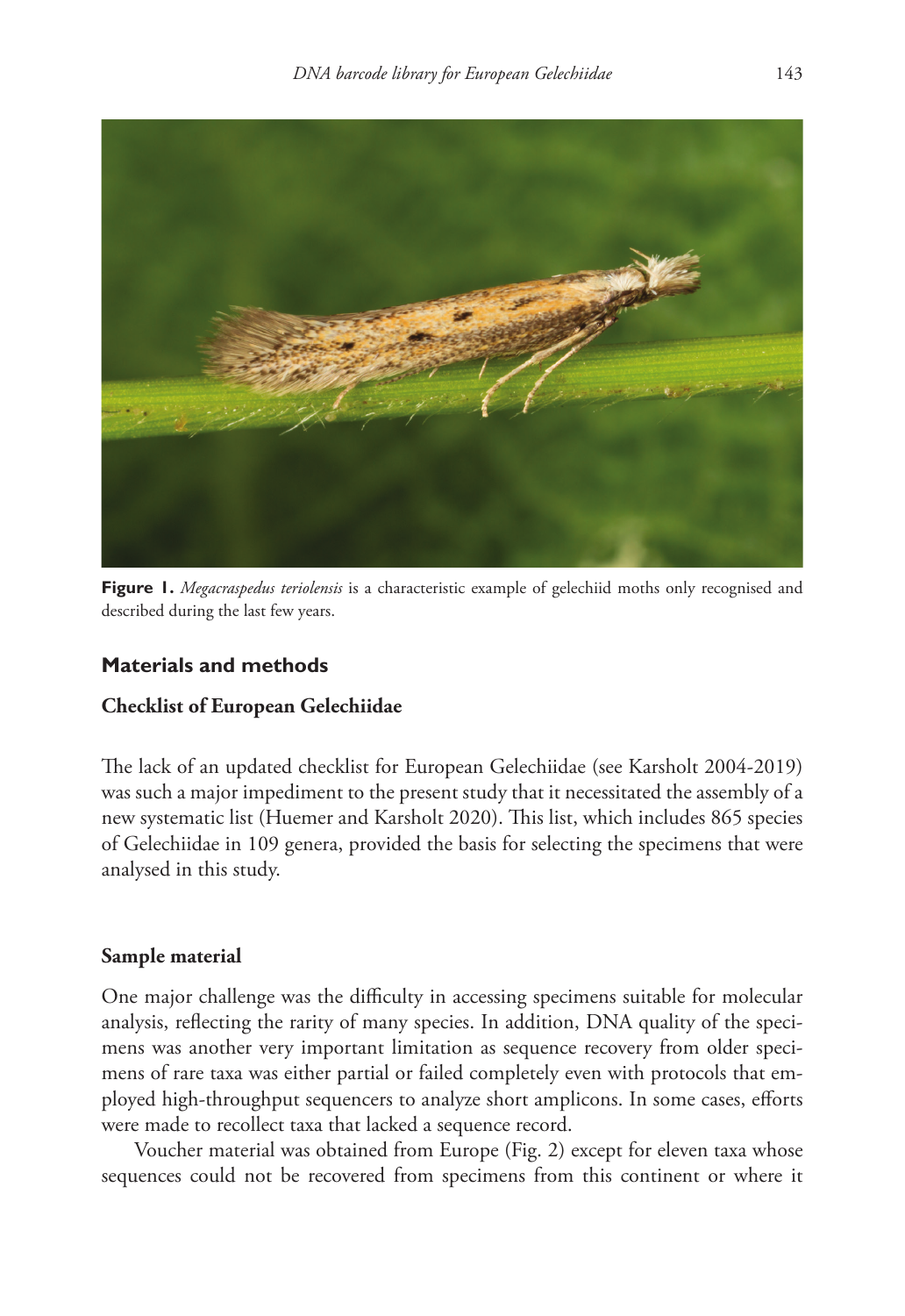**Figure 1.** *Megacraspedus teriolensis* is a characteristic example of gelechiid moths only recognised and described during the last few years.

## Materials and methods

### Checklist of European Gelechiidae

The lack of an updated checklist for European Gelechiidae (see Karsholt 2004-2019) was such a major impediment to the present study that it necessitated the assembly of a new systematic list (Huemer and Karsholt 2020). This list, which includes 865 species of Gelechiidae in 109 genera, provided the basis for selecting the specimens that were analysed in this study.

### Sample material

One major challenge was the difficulty in accessing specimens suitable for molecular analysis, reflecting the rarity of many species. In addition, DNA quality of the specimens was another very important limitation as sequence recovery from older specimens of rare taxa was either partial or failed completely even with protocols that employed high-throughput sequencers to analyze short amplicons. In some cases, efforts were made to recollect taxa that lacked a sequence record.

Voucher material was obtained from Europe (Fig. 2) except for eleven taxa whose sequences could not be recovered from specimens from this continent or where it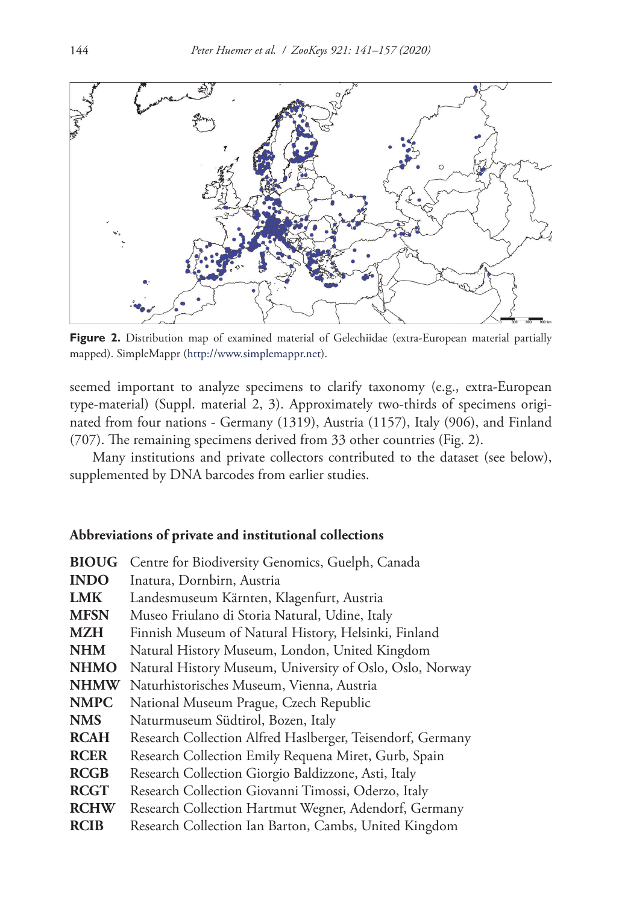**Figure 2.** Distribution map of examined material of Gelechiidae (extra-European material partially mapped). SimpleMappr (http://www.simplemappr.net).

seemed important to analyze specimens to clarify taxonomy (e.g., extra-European type-material) (Suppl. material 2, 3). Approximately two-thirds of specimens originated from four nations - Germany (1319), Austria (1157), Italy (906), and Finland (707). The remaining specimens derived from 33 other countries (Fig. 2).

Many institutions and private collectors contributed to the dataset (see below), supplemented by DNA barcodes from earlier studies.

### Abbreviations of private and institutional collections

**BIOUG** Centre for Biodiversity Genomics, Guelph, Canada
**INDO** Inatura, Dornbirn, Austria
**LMK** Landesmuseum Kärnten, Klagenfurt, Austria
**MFSN** Museo Friulano di Storia Natural, Udine, Italy
**MZH** Finnish Museum of Natural History, Helsinki, Finland
**NHM** Natural History Museum, London, United Kingdom
**NHMO** Natural History Museum, University of Oslo, Oslo, Norway
**NHMW** Naturhistorisches Museum, Vienna, Austria
**NMPC** National Museum Prague, Czech Republic
**NMS** Naturmuseum Südtirol, Bozen, Italy
**RCAH** Research Collection Alfred Haslberger, Teisendorf, Germany
**RCER** Research Collection Emily Requena Miret, Gurb, Spain
**RCGB** Research Collection Giorgio Baldizzone, Asti, Italy
**RCGT** Research Collection Giovanni Timossi, Oderzo, Italy
**RCHW** Research Collection Hartmut Wegner, Adendorf, Germany
**RCIB** Research Collection Ian Barton, Cambs, United Kingdom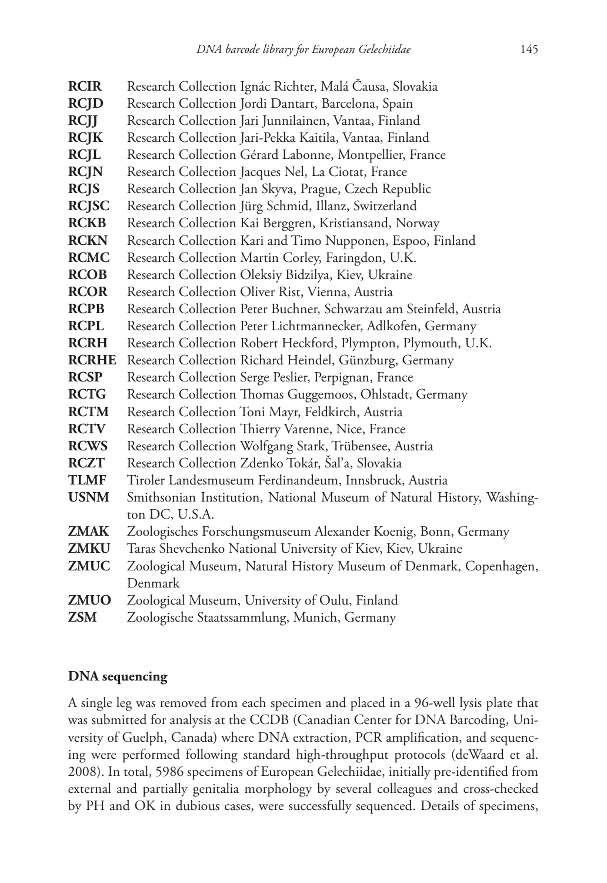**RCIR** Research Collection Ignác Richter, Malá Čausa, Slovakia
**RCJD** Research Collection Jordi Dantart, Barcelona, Spain
**RCJJ** Research Collection Jari Junnilainen, Vantaa, Finland
**RCJK** Research Collection Jari-Pekka Kaitila, Vantaa, Finland
**RCJL** Research Collection Gérard Labonne, Montpellier, France
**RCJN** Research Collection Jacques Nel, La Ciotat, France
**RCJS** Research Collection Jan Skyva, Prague, Czech Republic
**RCJSC** Research Collection Jürg Schmid, Illanz, Switzerland
**RCKB** Research Collection Kai Berggren, Kristiansand, Norway
**RCKN** Research Collection Kari and Timo Nupponen, Espoo, Finland
**RCMC** Research Collection Martin Corley, Faringdon, U.K.
**RCOB** Research Collection Oleksiy Bidzilya, Kiev, Ukraine
**RCOR** Research Collection Oliver Rist, Vienna, Austria
**RCPB** Research Collection Peter Buchner, Schwarzau am Steinfeld, Austria
**RCPL** Research Collection Peter Lichtmannecker, Adlkofen, Germany
**RCRH** Research Collection Robert Heckford, Plympton, Plymouth, U.K.
**RCRHE** Research Collection Richard Heindel, Günzburg, Germany
**RCSP** Research Collection Serge Peslier, Perpignan, France
**RCTG** Research Collection Thomas Guggemoos, Ohlstadt, Germany
**RCTM** Research Collection Toni Mayr, Feldkirch, Austria
**RCTV** Research Collection Thierry Varenne, Nice, France
**RCWS** Research Collection Wolfgang Stark, Trübensee, Austria
**RCZT** Research Collection Zdenko Tokár, Šal'a, Slovakia
**TLMF** Tiroler Landesmuseum Ferdinandeum, Innsbruck, Austria
**USNM** Smithsonian Institution, National Museum of Natural History, Washington DC, U.S.A.
**ZMAK** Zoologisches Forschungsmuseum Alexander Koenig, Bonn, Germany
**ZMKU** Taras Shevchenko National University of Kiev, Kiev, Ukraine
**ZMUC** Zoological Museum, Natural History Museum of Denmark, Copenhagen, Denmark
**ZMUO** Zoological Museum, University of Oulu, Finland
**ZSM** Zoologische Staatssammlung, Munich, Germany

### DNA sequencing

A single leg was removed from each specimen and placed in a 96-well lysis plate that was submitted for analysis at the CCDB (Canadian Center for DNA Barcoding, University of Guelph, Canada) where DNA extraction, PCR amplification, and sequencing were performed following standard high-throughput protocols (deWaard et al. 2008). In total, 5986 specimens of European Gelechiidae, initially pre-identified from external and partially genitalia morphology by several colleagues and cross-checked by PH and OK in dubious cases, were successfully sequenced. Details of specimens,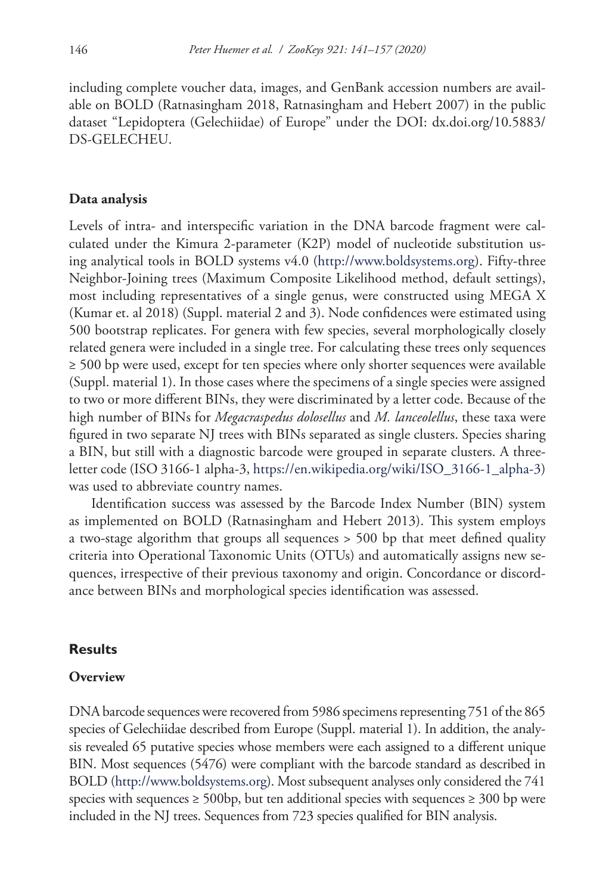including complete voucher data, images, and GenBank accession numbers are available on BOLD (Ratnasingham 2018, Ratnasingham and Hebert 2007) in the public dataset "Lepidoptera (Gelechiidae) of Europe" under the DOI: dx.doi.org/10.5883/DS-GELECHEU.

### Data analysis

Levels of intra- and interspecific variation in the DNA barcode fragment were calculated under the Kimura 2-parameter (K2P) model of nucleotide substitution using analytical tools in BOLD systems v4.0 (http://www.boldsystems.org). Fifty-three Neighbor-Joining trees (Maximum Composite Likelihood method, default settings), most including representatives of a single genus, were constructed using MEGA X (Kumar et. al 2018) (Suppl. material 2 and 3). Node confidences were estimated using 500 bootstrap replicates. For genera with few species, several morphologically closely related genera were included in a single tree. For calculating these trees only sequences ≥ 500 bp were used, except for ten species where only shorter sequences were available (Suppl. material 1). In those cases where the specimens of a single species were assigned to two or more different BINs, they were discriminated by a letter code. Because of the high number of BINs for *Megacraspedus dolosellus* and *M. lanceolellus*, these taxa were figured in two separate NJ trees with BINs separated as single clusters. Species sharing a BIN, but still with a diagnostic barcode were grouped in separate clusters. A three-letter code (ISO 3166-1 alpha-3, https://en.wikipedia.org/wiki/ISO_3166-1_alpha-3) was used to abbreviate country names.

Identification success was assessed by the Barcode Index Number (BIN) system as implemented on BOLD (Ratnasingham and Hebert 2013). This system employs a two-stage algorithm that groups all sequences > 500 bp that meet defined quality criteria into Operational Taxonomic Units (OTUs) and automatically assigns new sequences, irrespective of their previous taxonomy and origin. Concordance or discordance between BINs and morphological species identification was assessed.

## Results

### Overview

DNA barcode sequences were recovered from 5986 specimens representing 751 of the 865 species of Gelechiidae described from Europe (Suppl. material 1). In addition, the analysis revealed 65 putative species whose members were each assigned to a different unique BIN. Most sequences (5476) were compliant with the barcode standard as described in BOLD (http://www.boldsystems.org). Most subsequent analyses only considered the 741 species with sequences ≥ 500bp, but ten additional species with sequences ≥ 300 bp were included in the NJ trees. Sequences from 723 species qualified for BIN analysis.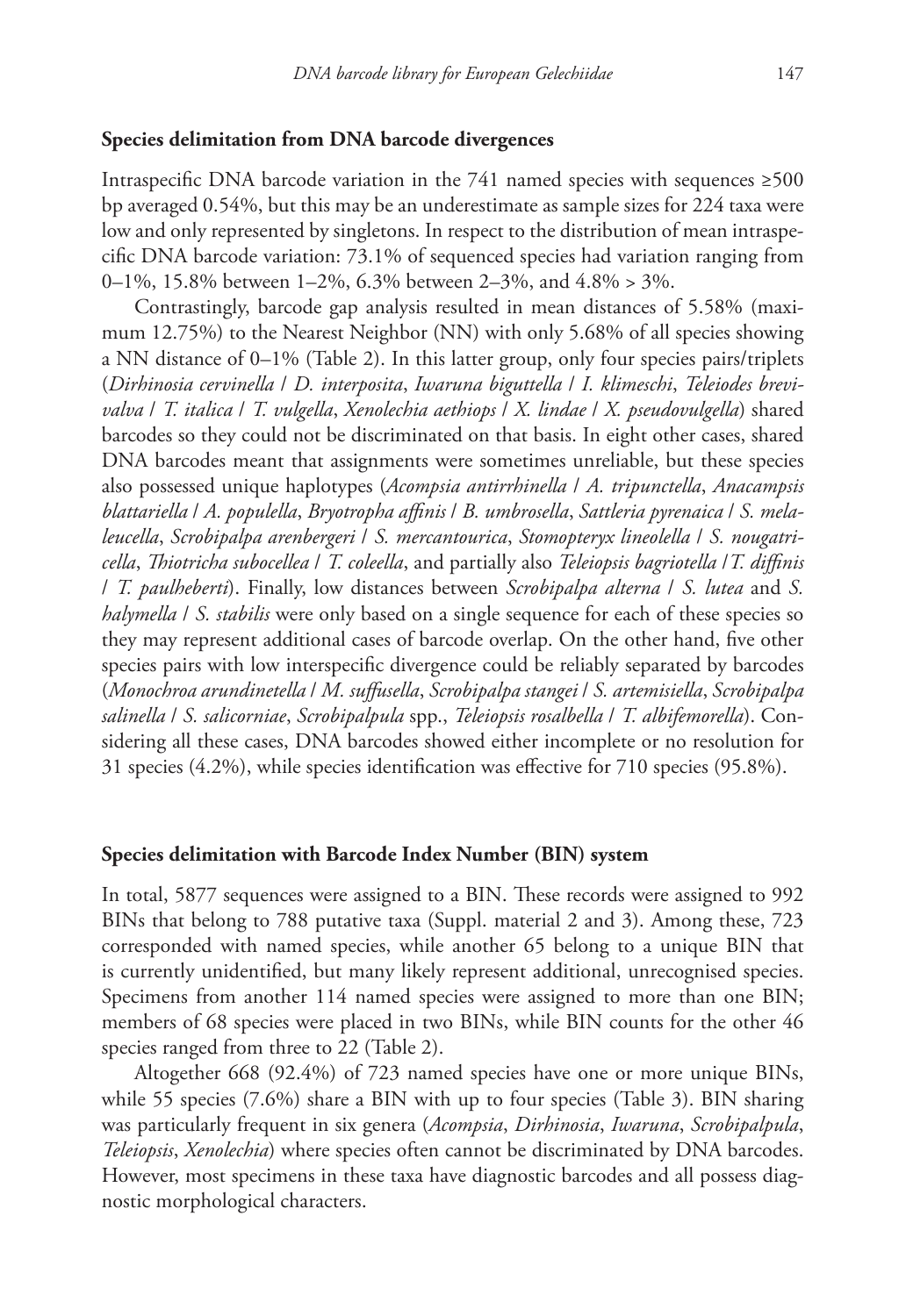## Species delimitation from DNA barcode divergences

Intraspecific DNA barcode variation in the 741 named species with sequences ≥500 bp averaged 0.54%, but this may be an underestimate as sample sizes for 224 taxa were low and only represented by singletons. In respect to the distribution of mean intraspecific DNA barcode variation: 73.1% of sequenced species had variation ranging from 0–1%, 15.8% between 1–2%, 6.3% between 2–3%, and 4.8% > 3%.

Contrastingly, barcode gap analysis resulted in mean distances of 5.58% (maximum 12.75%) to the Nearest Neighbor (NN) with only 5.68% of all species showing a NN distance of 0–1% (Table 2). In this latter group, only four species pairs/triplets (*Dirhinosia cervinella* / *D. interposita*, *Iwaruna biguttella* / *I. klimeschi*, *Teleiodes brevivalva* / *T. italica* / *T. vulgella*, *Xenolechia aethiops* / *X. lindae* / *X. pseudovulgella*) shared barcodes so they could not be discriminated on that basis. In eight other cases, shared DNA barcodes meant that assignments were sometimes unreliable, but these species also possessed unique haplotypes (*Acompsia antirrhinella* / *A. tripunctella*, *Anacampsis blattariella* / *A. populella*, *Bryotropha affinis* / *B. umbrosella*, *Sattleria pyrenaica* / *S. melaleucella*, *Scrobipalpa arenbergeri* / *S. mercantourica*, *Stomopteryx lineolella* / *S. nougatricella*, *Thiotricha subocellea* / *T. coleella*, and partially also *Teleiopsis bagriotella* / *T. diffinis* / *T. paulheberti*). Finally, low distances between *Scrobipalpa alterna* / *S. lutea* and *S. halymella* / *S. stabilis* were only based on a single sequence for each of these species so they may represent additional cases of barcode overlap. On the other hand, five other species pairs with low interspecific divergence could be reliably separated by barcodes (*Monochroa arundinetella* / *M. suffusella*, *Scrobipalpa stangei* / *S. artemisiella*, *Scrobipalpa salinella* / *S. salicorniae*, *Scrobipalpula* spp., *Teleiopsis rosalbella* / *T. albifemorella*). Considering all these cases, DNA barcodes showed either incomplete or no resolution for 31 species (4.2%), while species identification was effective for 710 species (95.8%).

## Species delimitation with Barcode Index Number (BIN) system

In total, 5877 sequences were assigned to a BIN. These records were assigned to 992 BINs that belong to 788 putative taxa (Suppl. material 2 and 3). Among these, 723 corresponded with named species, while another 65 belong to a unique BIN that is currently unidentified, but many likely represent additional, unrecognised species. Specimens from another 114 named species were assigned to more than one BIN; members of 68 species were placed in two BINs, while BIN counts for the other 46 species ranged from three to 22 (Table 2).

Altogether 668 (92.4%) of 723 named species have one or more unique BINs, while 55 species (7.6%) share a BIN with up to four species (Table 3). BIN sharing was particularly frequent in six genera (*Acompsia*, *Dirhinosia*, *Iwaruna*, *Scrobipalpula*, *Teleiopsis*, *Xenolechia*) where species often cannot be discriminated by DNA barcodes. However, most specimens in these taxa have diagnostic barcodes and all possess diagnostic morphological characters.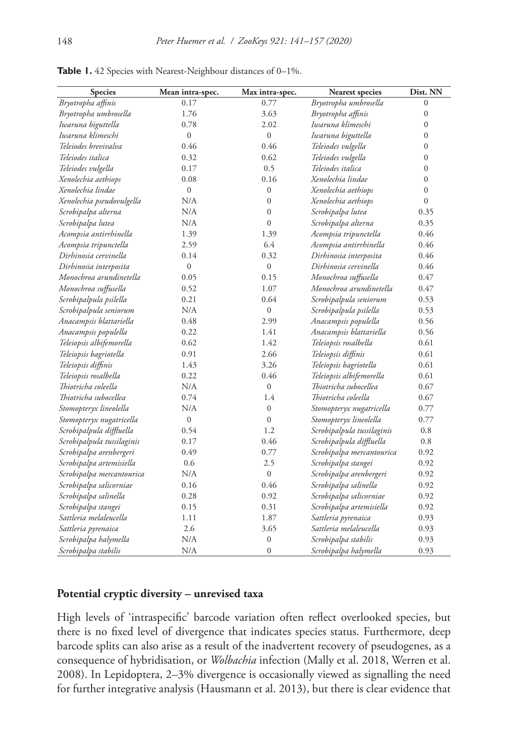**Table 1.** 42 Species with Nearest-Neighbour distances of 0–1%.

| Species | Mean intra-spec. | Max intra-spec. | Nearest species | Dist. NN |
|---|---|---|---|---|
| *Bryotropha affinis* | 0.17 | 0.77 | *Bryotropha umbrosella* | 0 |
| *Bryotropha umbrosella* | 1.76 | 3.63 | *Bryotropha affinis* | 0 |
| *Iwaruna biguttella* | 0.78 | 2.02 | *Iwaruna klimeschi* | 0 |
| *Iwaruna klimeschi* | 0 | 0 | *Iwaruna biguttella* | 0 |
| *Teleiodes brevivalva* | 0.46 | 0.46 | *Teleiodes vulgella* | 0 |
| *Teleiodes italica* | 0.32 | 0.62 | *Teleiodes vulgella* | 0 |
| *Teleiodes vulgella* | 0.17 | 0.5 | *Teleiodes italica* | 0 |
| *Xenolechia aethiops* | 0.08 | 0.16 | *Xenolechia lindae* | 0 |
| *Xenolechia lindae* | 0 | 0 | *Xenolechia aethiops* | 0 |
| *Xenolechia pseudovulgella* | N/A | 0 | *Xenolechia aethiops* | 0 |
| *Scrobipalpa alterna* | N/A | 0 | *Scrobipalpa lutea* | 0.35 |
| *Scrobipalpa lutea* | N/A | 0 | *Scrobipalpa alterna* | 0.35 |
| *Acompsia antirrhinella* | 1.39 | 1.39 | *Acompsia tripunctella* | 0.46 |
| *Acompsia tripunctella* | 2.59 | 6.4 | *Acompsia antirrhinella* | 0.46 |
| *Dirhinosia cervinella* | 0.14 | 0.32 | *Dirhinosia interposita* | 0.46 |
| *Dirhinosia interposita* | 0 | 0 | *Dirhinosia cervinella* | 0.46 |
| *Monochroa arundinetella* | 0.05 | 0.15 | *Monochroa suffusella* | 0.47 |
| *Monochroa suffusella* | 0.52 | 1.07 | *Monochroa arundinetella* | 0.47 |
| *Scrobipalpula psilella* | 0.21 | 0.64 | *Scrobipalpula seniorum* | 0.53 |
| *Scrobipalpula seniorum* | N/A | 0 | *Scrobipalpula psilella* | 0.53 |
| *Anacampsis blattariella* | 0.48 | 2.99 | *Anacampsis populella* | 0.56 |
| *Anacampsis populella* | 0.22 | 1.41 | *Anacampsis blattariella* | 0.56 |
| *Teleiopsis albifemorella* | 0.62 | 1.42 | *Teleiopsis rosalbella* | 0.61 |
| *Teleiopsis bagriotella* | 0.91 | 2.66 | *Teleiopsis diffinis* | 0.61 |
| *Teleiopsis diffinis* | 1.43 | 3.26 | *Teleiopsis bagriotella* | 0.61 |
| *Teleiopsis rosalbella* | 0.22 | 0.46 | *Teleiopsis albifemorella* | 0.61 |
| *Thiotricha coleella* | N/A | 0 | *Thiotricha subocellea* | 0.67 |
| *Thiotricha subocellea* | 0.74 | 1.4 | *Thiotricha coleella* | 0.67 |
| *Stomopteryx lineolella* | N/A | 0 | *Stomopteryx nugatricella* | 0.77 |
| *Stomopteryx nugatricella* | 0 | 0 | *Stomopteryx lineolella* | 0.77 |
| *Scrobipalpula diffluella* | 0.54 | 1.2 | *Scrobipalpula tussilaginis* | 0.8 |
| *Scrobipalpula tussilaginis* | 0.17 | 0.46 | *Scrobipalpula diffluella* | 0.8 |
| *Scrobipalpa arenbergeri* | 0.49 | 0.77 | *Scrobipalpa mercantourica* | 0.92 |
| *Scrobipalpa artemisiella* | 0.6 | 2.5 | *Scrobipalpa stangei* | 0.92 |
| *Scrobipalpa mercantourica* | N/A | 0 | *Scrobipalpa arenbergeri* | 0.92 |
| *Scrobipalpa salicorniae* | 0.16 | 0.46 | *Scrobipalpa salinella* | 0.92 |
| *Scrobipalpa salinella* | 0.28 | 0.92 | *Scrobipalpa salicorniae* | 0.92 |
| *Scrobipalpa stangei* | 0.15 | 0.31 | *Scrobipalpa artemisiella* | 0.92 |
| *Sattleria melaleucella* | 1.11 | 1.87 | *Sattleria pyrenaica* | 0.93 |
| *Sattleria pyrenaica* | 2.6 | 3.65 | *Sattleria melaleucella* | 0.93 |
| *Scrobipalpa halymella* | N/A | 0 | *Scrobipalpa stabilis* | 0.93 |
| *Scrobipalpa stabilis* | N/A | 0 | *Scrobipalpa halymella* | 0.93 |

## Potential cryptic diversity – unrevised taxa

High levels of 'intraspecific' barcode variation often reflect overlooked species, but there is no fixed level of divergence that indicates species status. Furthermore, deep barcode splits can also arise as a result of the inadvertent recovery of pseudogenes, as a consequence of hybridisation, or *Wolbachia* infection (Mally et al. 2018, Werren et al. 2008). In Lepidoptera, 2–3% divergence is occasionally viewed as signalling the need for further integrative analysis (Hausmann et al. 2013), but there is clear evidence that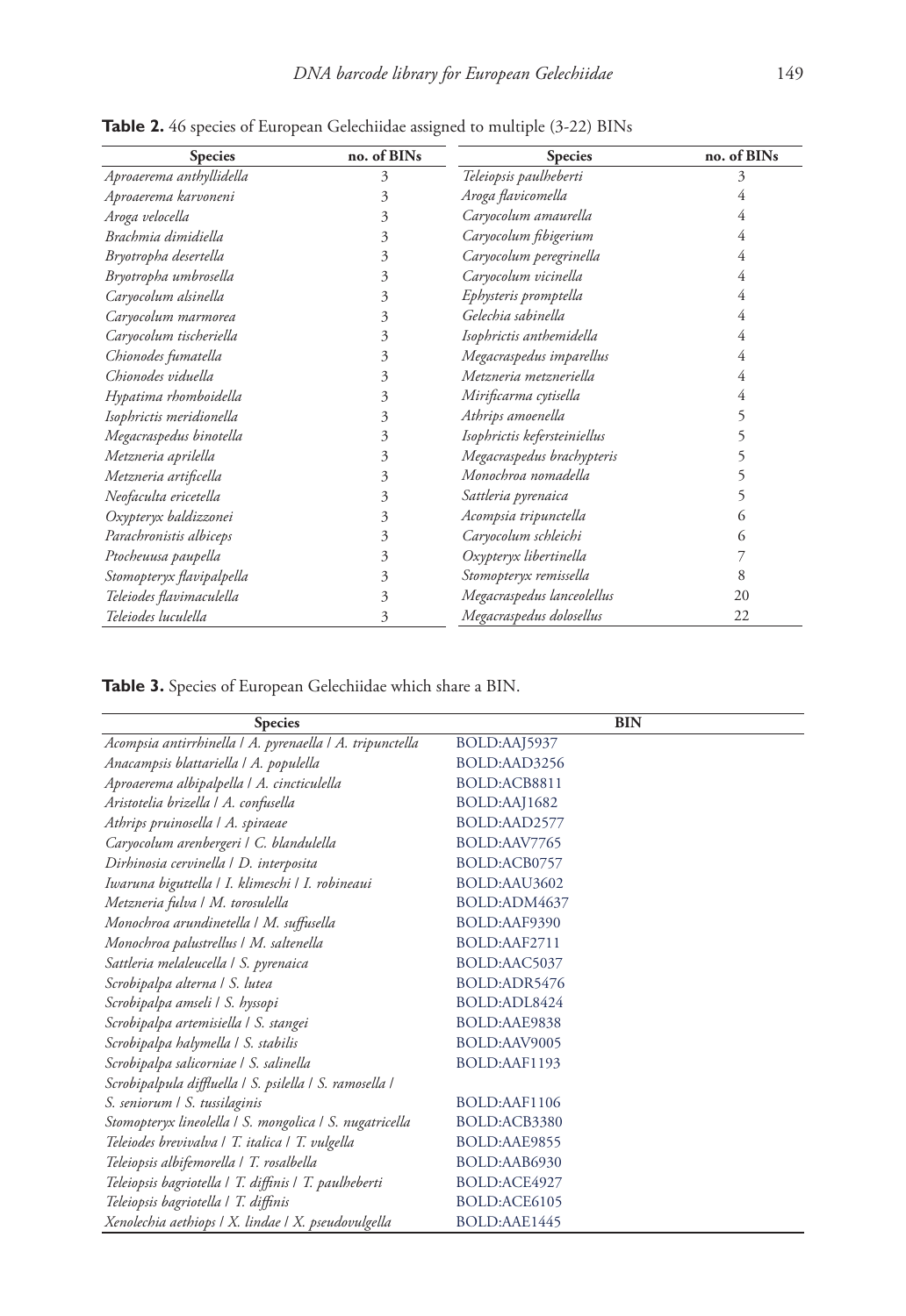**Table 2.** 46 species of European Gelechiidae assigned to multiple (3-22) BINs

| Species | no. of BINs | Species | no. of BINs |
|---|---|---|---|
| *Aproaerema anthyllidella* | 3 | *Teleiopsis paulheberti* | 3 |
| *Aproaerema karvoneni* | 3 | *Aroga flavicomella* | 4 |
| *Aroga velocella* | 3 | *Caryocolum amaurella* | 4 |
| *Brachmia dimidiella* | 3 | *Caryocolum fibigerium* | 4 |
| *Bryotropha desertella* | 3 | *Caryocolum peregrinella* | 4 |
| *Bryotropha umbrosella* | 3 | *Caryocolum vicinella* | 4 |
| *Caryocolum alsinella* | 3 | *Ephysteris promptella* | 4 |
| *Caryocolum marmorea* | 3 | *Gelechia sabinella* | 4 |
| *Caryocolum tischeriella* | 3 | *Isophrictis anthemidella* | 4 |
| *Chionodes fumatella* | 3 | *Megacraspedus imparellus* | 4 |
| *Chionodes viduella* | 3 | *Metzneria metzneriella* | 4 |
| *Hypatima rhomboidella* | 3 | *Mirificarma cytisella* | 4 |
| *Isophrictis meridionella* | 3 | *Athrips amoenella* | 5 |
| *Megacraspedus binotella* | 3 | *Isophrictis kefersteiniellus* | 5 |
| *Metzneria aprilella* | 3 | *Megacraspedus brachypteris* | 5 |
| *Metzneria artificella* | 3 | *Monochroa nomadella* | 5 |
| *Neofaculta ericetella* | 3 | *Sattleria pyrenaica* | 5 |
| *Oxypteryx baldizzonei* | 3 | *Acompsia tripunctella* | 6 |
| *Parachronistis albiceps* | 3 | *Caryocolum schleichi* | 6 |
| *Ptocheuusa paupella* | 3 | *Oxypteryx libertinella* | 7 |
| *Stomopteryx flavipalpella* | 3 | *Stomopteryx remissella* | 8 |
| *Teleiodes flavimaculella* | 3 | *Megacraspedus lanceolellus* | 20 |
| *Teleiodes luculella* | 3 | *Megacraspedus dolosellus* | 22 |

**Table 3.** Species of European Gelechiidae which share a BIN.

| Species | BIN |
|---|---|
| *Acompsia antirrhinella / A. pyrenaella / A. tripunctella* | BOLD:AAJ5937 |
| *Anacampsis blattariella / A. populella* | BOLD:AAD3256 |
| *Aproaerema albipalpella / A. cincticulella* | BOLD:ACB8811 |
| *Aristotelia brizella / A. confusella* | BOLD:AAJ1682 |
| *Athrips pruinosella / A. spiraeae* | BOLD:AAD2577 |
| *Caryocolum arenbergeri / C. blandulella* | BOLD:AAV7765 |
| *Dirhinosia cervinella / D. interposita* | BOLD:ACB0757 |
| *Iwaruna biguttella / I. klimeschi / I. robineaui* | BOLD:AAU3602 |
| *Metzneria fulva / M. torosulella* | BOLD:ADM4637 |
| *Monochroa arundinetella / M. suffusella* | BOLD:AAF9390 |
| *Monochroa palustrellus / M. saltenella* | BOLD:AAF2711 |
| *Sattleria melaleucella / S. pyrenaica* | BOLD:AAC5037 |
| *Scrobipalpa alterna / S. lutea* | BOLD:ADR5476 |
| *Scrobipalpa amseli / S. hyssopi* | BOLD:ADL8424 |
| *Scrobipalpa artemisiella / S. stangei* | BOLD:AAE9838 |
| *Scrobipalpa halymella / S. stabilis* | BOLD:AAV9005 |
| *Scrobipalpa salicorniae / S. salinella* | BOLD:AAF1193 |
| *Scrobipalpula diffluella / S. psilella / S. ramosella / S. seniorum / S. tussilaginis* | BOLD:AAF1106 |
| *Stomopteryx lineolella / S. mongolica / S. nugatricella* | BOLD:ACB3380 |
| *Teleiodes brevivalva / T. italica / T. vulgella* | BOLD:AAE9855 |
| *Teleiopsis albifemorella / T. rosalbella* | BOLD:AAB6930 |
| *Teleiopsis bagriotella / T. diffinis / T. paulheberti* | BOLD:ACE4927 |
| *Teleiopsis bagriotella / T. diffinis* | BOLD:ACE6105 |
| *Xenolechia aethiops / X. lindae / X. pseudovulgella* | BOLD:AAE1445 |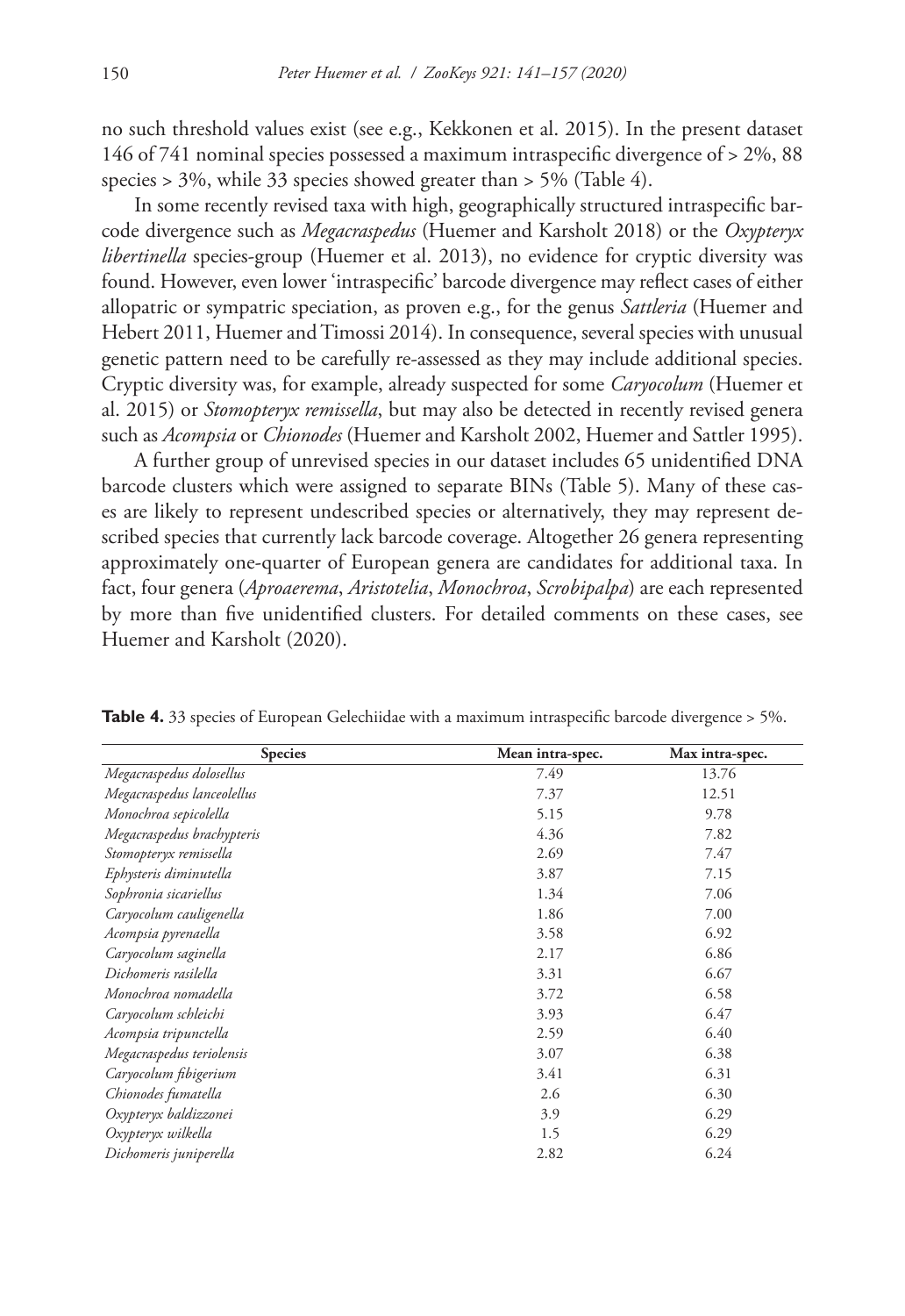no such threshold values exist (see e.g., Kekkonen et al. 2015). In the present dataset 146 of 741 nominal species possessed a maximum intraspecific divergence of > 2%, 88 species > 3%, while 33 species showed greater than > 5% (Table 4).

In some recently revised taxa with high, geographically structured intraspecific barcode divergence such as *Megacraspedus* (Huemer and Karsholt 2018) or the *Oxypteryx libertinella* species-group (Huemer et al. 2013), no evidence for cryptic diversity was found. However, even lower 'intraspecific' barcode divergence may reflect cases of either allopatric or sympatric speciation, as proven e.g., for the genus *Sattleria* (Huemer and Hebert 2011, Huemer and Timossi 2014). In consequence, several species with unusual genetic pattern need to be carefully re-assessed as they may include additional species. Cryptic diversity was, for example, already suspected for some *Caryocolum* (Huemer et al. 2015) or *Stomopteryx remissella*, but may also be detected in recently revised genera such as *Acompsia* or *Chionodes* (Huemer and Karsholt 2002, Huemer and Sattler 1995).

A further group of unrevised species in our dataset includes 65 unidentified DNA barcode clusters which were assigned to separate BINs (Table 5). Many of these cases are likely to represent undescribed species or alternatively, they may represent described species that currently lack barcode coverage. Altogether 26 genera representing approximately one-quarter of European genera are candidates for additional taxa. In fact, four genera (*Aproaerema*, *Aristotelia*, *Monochroa*, *Scrobipalpa*) are each represented by more than five unidentified clusters. For detailed comments on these cases, see Huemer and Karsholt (2020).

**Table 4.** 33 species of European Gelechiidae with a maximum intraspecific barcode divergence > 5%.

| Species | Mean intra-spec. | Max intra-spec. |
|---|---|---|
| *Megacraspedus dolosellus* | 7.49 | 13.76 |
| *Megacraspedus lanceolellus* | 7.37 | 12.51 |
| *Monochroa sepicolella* | 5.15 | 9.78 |
| *Megacraspedus brachypteris* | 4.36 | 7.82 |
| *Stomopteryx remissella* | 2.69 | 7.47 |
| *Ephysteris diminutella* | 3.87 | 7.15 |
| *Sophronia sicariellus* | 1.34 | 7.06 |
| *Caryocolum cauligenella* | 1.86 | 7.00 |
| *Acompsia pyrenaella* | 3.58 | 6.92 |
| *Caryocolum saginella* | 2.17 | 6.86 |
| *Dichomeris rasilella* | 3.31 | 6.67 |
| *Monochroa nomadella* | 3.72 | 6.58 |
| *Caryocolum schleichi* | 3.93 | 6.47 |
| *Acompsia tripunctella* | 2.59 | 6.40 |
| *Megacraspedus teriolensis* | 3.07 | 6.38 |
| *Caryocolum fibigerium* | 3.41 | 6.31 |
| *Chionodes fumatella* | 2.6 | 6.30 |
| *Oxypteryx baldizzonei* | 3.9 | 6.29 |
| *Oxypteryx wilkella* | 1.5 | 6.29 |
| *Dichomeris juniperella* | 2.82 | 6.24 |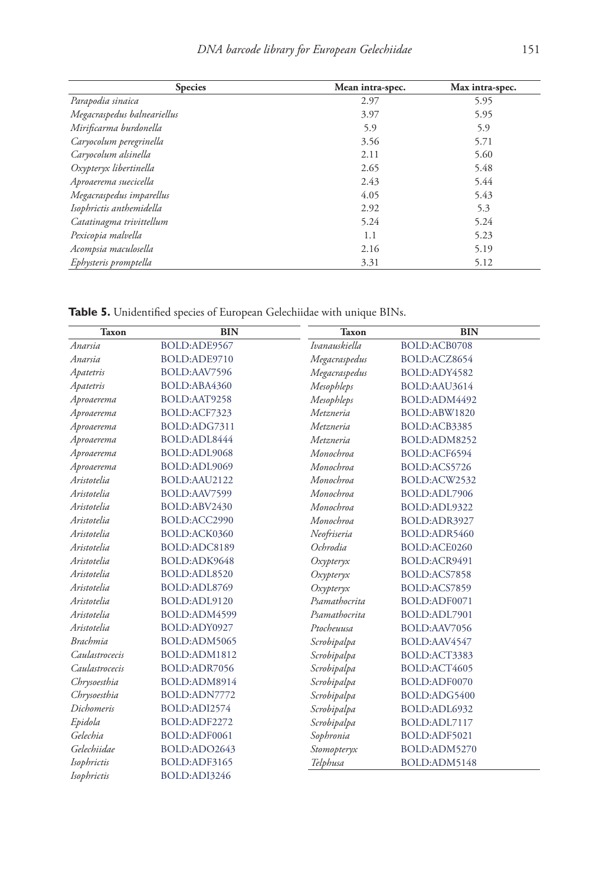| Species | Mean intra-spec. | Max intra-spec. |
|---|---|---|
| *Parapodia sinaica* | 2.97 | 5.95 |
| *Megacraspedus balneariellus* | 3.97 | 5.95 |
| *Mirificarma burdonella* | 5.9 | 5.9 |
| *Caryocolum peregrinella* | 3.56 | 5.71 |
| *Caryocolum alsinella* | 2.11 | 5.60 |
| *Oxypteryx libertinella* | 2.65 | 5.48 |
| *Aproaerema suecicella* | 2.43 | 5.44 |
| *Megacraspedus imparellus* | 4.05 | 5.43 |
| *Isophrictis anthemidella* | 2.92 | 5.3 |
| *Catatinagma trivittellum* | 5.24 | 5.24 |
| *Pexicopia malvella* | 1.1 | 5.23 |
| *Acompsia maculosella* | 2.16 | 5.19 |
| *Ephysteris promptella* | 3.31 | 5.12 |

**Table 5.** Unidentified species of European Gelechiidae with unique BINs.

| Taxon | BIN | Taxon | BIN |
|---|---|---|---|
| *Anarsia* | BOLD:ADE9567 | *Ivanauskiella* | BOLD:ACB0708 |
| *Anarsia* | BOLD:ADE9710 | *Megacraspedus* | BOLD:ACZ8654 |
| *Apatetris* | BOLD:AAV7596 | *Megacraspedus* | BOLD:ADY4582 |
| *Apatetris* | BOLD:ABA4360 | *Mesophleps* | BOLD:AAU3614 |
| *Aproaerema* | BOLD:AAT9258 | *Mesophleps* | BOLD:ADM4492 |
| *Aproaerema* | BOLD:ACF7323 | *Metzneria* | BOLD:ABW1820 |
| *Aproaerema* | BOLD:ADG7311 | *Metzneria* | BOLD:ACB3385 |
| *Aproaerema* | BOLD:ADL8444 | *Metzneria* | BOLD:ADM8252 |
| *Aproaerema* | BOLD:ADL9068 | *Monochroa* | BOLD:ACF6594 |
| *Aproaerema* | BOLD:ADL9069 | *Monochroa* | BOLD:ACS5726 |
| *Aristotelia* | BOLD:AAU2122 | *Monochroa* | BOLD:ACW2532 |
| *Aristotelia* | BOLD:AAV7599 | *Monochroa* | BOLD:ADL7906 |
| *Aristotelia* | BOLD:ABV2430 | *Monochroa* | BOLD:ADL9322 |
| *Aristotelia* | BOLD:ACC2990 | *Monochroa* | BOLD:ADR3927 |
| *Aristotelia* | BOLD:ACK0360 | *Neofriseria* | BOLD:ADR5460 |
| *Aristotelia* | BOLD:ADC8189 | *Ochrodia* | BOLD:ACE0260 |
| *Aristotelia* | BOLD:ADK9648 | *Oxypteryx* | BOLD:ACR9491 |
| *Aristotelia* | BOLD:ADL8520 | *Oxypteryx* | BOLD:ACS7858 |
| *Aristotelia* | BOLD:ADL8769 | *Oxypteryx* | BOLD:ACS7859 |
| *Aristotelia* | BOLD:ADL9120 | *Psamathocrita* | BOLD:ADF0071 |
| *Aristotelia* | BOLD:ADM4599 | *Psamathocrita* | BOLD:ADL7901 |
| *Aristotelia* | BOLD:ADY0927 | *Ptocheuusa* | BOLD:AAV7056 |
| *Brachmia* | BOLD:ADM5065 | *Scrobipalpa* | BOLD:AAV4547 |
| *Caulastrocecis* | BOLD:ADM1812 | *Scrobipalpa* | BOLD:ACT3383 |
| *Caulastrocecis* | BOLD:ADR7056 | *Scrobipalpa* | BOLD:ACT4605 |
| *Chrysoesthia* | BOLD:ADM8914 | *Scrobipalpa* | BOLD:ADF0070 |
| *Chrysoesthia* | BOLD:ADN7772 | *Scrobipalpa* | BOLD:ADG5400 |
| *Dichomeris* | BOLD:ADI2574 | *Scrobipalpa* | BOLD:ADL6932 |
| *Epidola* | BOLD:ADF2272 | *Scrobipalpa* | BOLD:ADL7117 |
| *Gelechia* | BOLD:ADF0061 | *Sophronia* | BOLD:ADF5021 |
| *Gelechiidae* | BOLD:ADO2643 | *Stomopteryx* | BOLD:ADM5270 |
| *Isophrictis* | BOLD:ADF3165 | *Telphusa* | BOLD:ADM5148 |
| *Isophrictis* | BOLD:ADI3246 | | |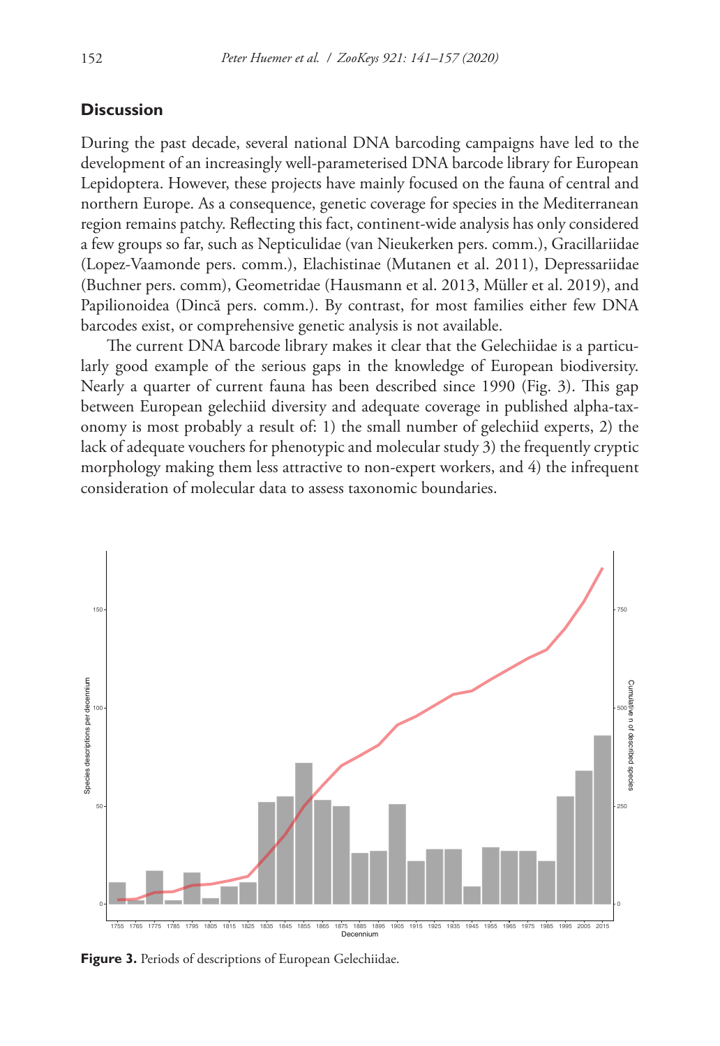## Discussion

During the past decade, several national DNA barcoding campaigns have led to the development of an increasingly well-parameterised DNA barcode library for European Lepidoptera. However, these projects have mainly focused on the fauna of central and northern Europe. As a consequence, genetic coverage for species in the Mediterranean region remains patchy. Reflecting this fact, continent-wide analysis has only considered a few groups so far, such as Nepticulidae (van Nieukerken pers. comm.), Gracillariidae (Lopez-Vaamonde pers. comm.), Elachistinae (Mutanen et al. 2011), Depressariidae (Buchner pers. comm), Geometridae (Hausmann et al. 2013, Müller et al. 2019), and Papilionoidea (Dincă pers. comm.). By contrast, for most families either few DNA barcodes exist, or comprehensive genetic analysis is not available.

The current DNA barcode library makes it clear that the Gelechiidae is a particularly good example of the serious gaps in the knowledge of European biodiversity. Nearly a quarter of current fauna has been described since 1990 (Fig. 3). This gap between European gelechiid diversity and adequate coverage in published alpha-taxonomy is most probably a result of: 1) the small number of gelechiid experts, 2) the lack of adequate vouchers for phenotypic and molecular study 3) the frequently cryptic morphology making them less attractive to non-expert workers, and 4) the infrequent consideration of molecular data to assess taxonomic boundaries.

**Figure 3.** Periods of descriptions of European Gelechiidae.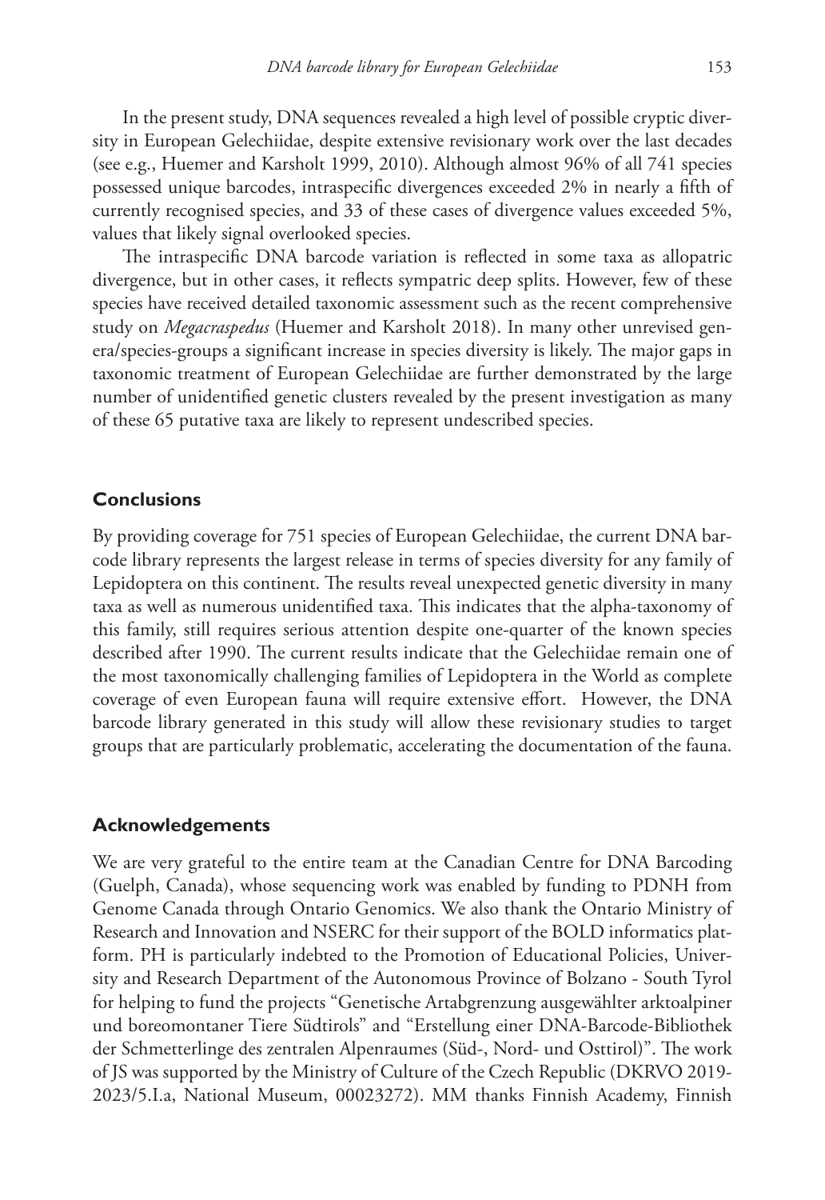In the present study, DNA sequences revealed a high level of possible cryptic diversity in European Gelechiidae, despite extensive revisionary work over the last decades (see e.g., Huemer and Karsholt 1999, 2010). Although almost 96% of all 741 species possessed unique barcodes, intraspecific divergences exceeded 2% in nearly a fifth of currently recognised species, and 33 of these cases of divergence values exceeded 5%, values that likely signal overlooked species.

The intraspecific DNA barcode variation is reflected in some taxa as allopatric divergence, but in other cases, it reflects sympatric deep splits. However, few of these species have received detailed taxonomic assessment such as the recent comprehensive study on *Megacraspedus* (Huemer and Karsholt 2018). In many other unrevised genera/species-groups a significant increase in species diversity is likely. The major gaps in taxonomic treatment of European Gelechiidae are further demonstrated by the large number of unidentified genetic clusters revealed by the present investigation as many of these 65 putative taxa are likely to represent undescribed species.

## Conclusions

By providing coverage for 751 species of European Gelechiidae, the current DNA barcode library represents the largest release in terms of species diversity for any family of Lepidoptera on this continent. The results reveal unexpected genetic diversity in many taxa as well as numerous unidentified taxa. This indicates that the alpha-taxonomy of this family, still requires serious attention despite one-quarter of the known species described after 1990. The current results indicate that the Gelechiidae remain one of the most taxonomically challenging families of Lepidoptera in the World as complete coverage of even European fauna will require extensive effort. However, the DNA barcode library generated in this study will allow these revisionary studies to target groups that are particularly problematic, accelerating the documentation of the fauna.

## Acknowledgements

We are very grateful to the entire team at the Canadian Centre for DNA Barcoding (Guelph, Canada), whose sequencing work was enabled by funding to PDNH from Genome Canada through Ontario Genomics. We also thank the Ontario Ministry of Research and Innovation and NSERC for their support of the BOLD informatics platform. PH is particularly indebted to the Promotion of Educational Policies, University and Research Department of the Autonomous Province of Bolzano - South Tyrol for helping to fund the projects "Genetische Artabgrenzung ausgewählter arktoalpiner und boreomontaner Tiere Südtirols" and "Erstellung einer DNA-Barcode-Bibliothek der Schmetterlinge des zentralen Alpenraumes (Süd-, Nord- und Osttirol)". The work of JS was supported by the Ministry of Culture of the Czech Republic (DKRVO 2019-2023/5.I.a, National Museum, 00023272). MM thanks Finnish Academy, Finnish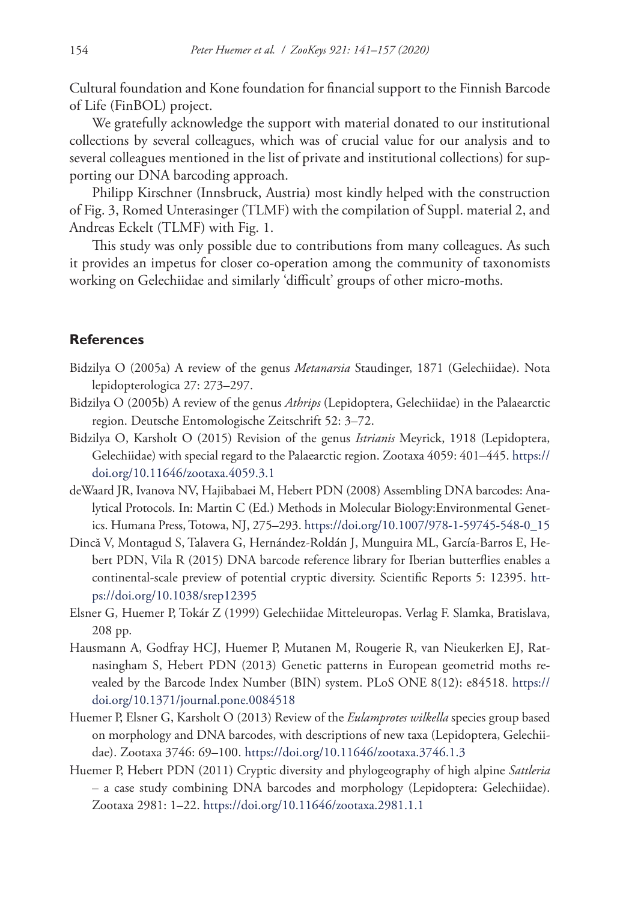Cultural foundation and Kone foundation for financial support to the Finnish Barcode of Life (FinBOL) project.

We gratefully acknowledge the support with material donated to our institutional collections by several colleagues, which was of crucial value for our analysis and to several colleagues mentioned in the list of private and institutional collections) for supporting our DNA barcoding approach.

Philipp Kirschner (Innsbruck, Austria) most kindly helped with the construction of Fig. 3, Romed Unterasinger (TLMF) with the compilation of Suppl. material 2, and Andreas Eckelt (TLMF) with Fig. 1.

This study was only possible due to contributions from many colleagues. As such it provides an impetus for closer co-operation among the community of taxonomists working on Gelechiidae and similarly 'difficult' groups of other micro-moths.

## References

Bidzilya O (2005a) A review of the genus *Metanarsia* Staudinger, 1871 (Gelechiidae). Nota lepidopterologica 27: 273–297.

Bidzilya O (2005b) A review of the genus *Athrips* (Lepidoptera, Gelechiidae) in the Palaearctic region. Deutsche Entomologische Zeitschrift 52: 3–72.

Bidzilya O, Karsholt O (2015) Revision of the genus *Istrianis* Meyrick, 1918 (Lepidoptera, Gelechiidae) with special regard to the Palaearctic region. Zootaxa 4059: 401–445. https://doi.org/10.11646/zootaxa.4059.3.1

deWaard JR, Ivanova NV, Hajibabaei M, Hebert PDN (2008) Assembling DNA barcodes: Analytical Protocols. In: Martin C (Ed.) Methods in Molecular Biology:Environmental Genetics. Humana Press, Totowa, NJ, 275–293. https://doi.org/10.1007/978-1-59745-548-0_15

Dincă V, Montagud S, Talavera G, Hernández-Roldán J, Munguira ML, García-Barros E, Hebert PDN, Vila R (2015) DNA barcode reference library for Iberian butterflies enables a continental-scale preview of potential cryptic diversity. Scientific Reports 5: 12395. https://doi.org/10.1038/srep12395

Elsner G, Huemer P, Tokár Z (1999) Gelechiidae Mitteleuropas. Verlag F. Slamka, Bratislava, 208 pp.

Hausmann A, Godfray HCJ, Huemer P, Mutanen M, Rougerie R, van Nieukerken EJ, Ratnasingham S, Hebert PDN (2013) Genetic patterns in European geometrid moths revealed by the Barcode Index Number (BIN) system. PLoS ONE 8(12): e84518. https://doi.org/10.1371/journal.pone.0084518

Huemer P, Elsner G, Karsholt O (2013) Review of the *Eulamprotes wilkella* species group based on morphology and DNA barcodes, with descriptions of new taxa (Lepidoptera, Gelechiidae). Zootaxa 3746: 69–100. https://doi.org/10.11646/zootaxa.3746.1.3

Huemer P, Hebert PDN (2011) Cryptic diversity and phylogeography of high alpine *Sattleria* – a case study combining DNA barcodes and morphology (Lepidoptera: Gelechiidae). Zootaxa 2981: 1–22. https://doi.org/10.11646/zootaxa.2981.1.1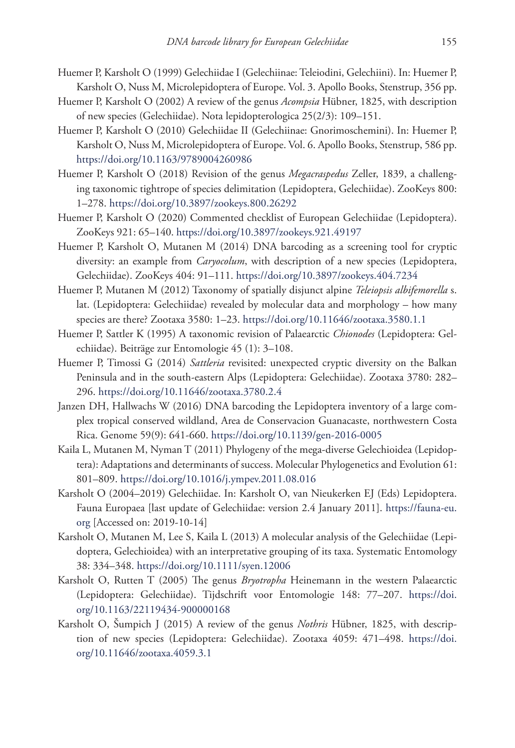Huemer P, Karsholt O (1999) Gelechiidae I (Gelechiinae: Teleiodini, Gelechiini). In: Huemer P, Karsholt O, Nuss M, Microlepidoptera of Europe. Vol. 3. Apollo Books, Stenstrup, 356 pp.

Huemer P, Karsholt O (2002) A review of the genus *Acompsia* Hübner, 1825, with description of new species (Gelechiidae). Nota lepidopterologica 25(2/3): 109–151.

Huemer P, Karsholt O (2010) Gelechiidae II (Gelechiinae: Gnorimoschemini). In: Huemer P, Karsholt O, Nuss M, Microlepidoptera of Europe. Vol. 6. Apollo Books, Stenstrup, 586 pp. https://doi.org/10.1163/9789004260986

Huemer P, Karsholt O (2018) Revision of the genus *Megacraspedus* Zeller, 1839, a challenging taxonomic tightrope of species delimitation (Lepidoptera, Gelechiidae). ZooKeys 800: 1–278. https://doi.org/10.3897/zookeys.800.26292

Huemer P, Karsholt O (2020) Commented checklist of European Gelechiidae (Lepidoptera). ZooKeys 921: 65–140. https://doi.org/10.3897/zookeys.921.49197

Huemer P, Karsholt O, Mutanen M (2014) DNA barcoding as a screening tool for cryptic diversity: an example from *Caryocolum*, with description of a new species (Lepidoptera, Gelechiidae). ZooKeys 404: 91–111. https://doi.org/10.3897/zookeys.404.7234

Huemer P, Mutanen M (2012) Taxonomy of spatially disjunct alpine *Teleiopsis albifemorella* s. lat. (Lepidoptera: Gelechiidae) revealed by molecular data and morphology – how many species are there? Zootaxa 3580: 1–23. https://doi.org/10.11646/zootaxa.3580.1.1

Huemer P, Sattler K (1995) A taxonomic revision of Palaearctic *Chionodes* (Lepidoptera: Gelechiidae). Beiträge zur Entomologie 45 (1): 3–108.

Huemer P, Timossi G (2014) *Sattleria* revisited: unexpected cryptic diversity on the Balkan Peninsula and in the south-eastern Alps (Lepidoptera: Gelechiidae). Zootaxa 3780: 282–296. https://doi.org/10.11646/zootaxa.3780.2.4

Janzen DH, Hallwachs W (2016) DNA barcoding the Lepidoptera inventory of a large complex tropical conserved wildland, Area de Conservacion Guanacaste, northwestern Costa Rica. Genome 59(9): 641-660. https://doi.org/10.1139/gen-2016-0005

Kaila L, Mutanen M, Nyman T (2011) Phylogeny of the mega-diverse Gelechioidea (Lepidoptera): Adaptations and determinants of success. Molecular Phylogenetics and Evolution 61: 801–809. https://doi.org/10.1016/j.ympev.2011.08.016

Karsholt O (2004–2019) Gelechiidae. In: Karsholt O, van Nieukerken EJ (Eds) Lepidoptera. Fauna Europaea [last update of Gelechiidae: version 2.4 January 2011]. https://fauna-eu.org [Accessed on: 2019-10-14]

Karsholt O, Mutanen M, Lee S, Kaila L (2013) A molecular analysis of the Gelechiidae (Lepidoptera, Gelechioidea) with an interpretative grouping of its taxa. Systematic Entomology 38: 334–348. https://doi.org/10.1111/syen.12006

Karsholt O, Rutten T (2005) The genus *Bryotropha* Heinemann in the western Palaearctic (Lepidoptera: Gelechiidae). Tijdschrift voor Entomologie 148: 77–207. https://doi.org/10.1163/22119434-900000168

Karsholt O, Šumpich J (2015) A review of the genus *Nothris* Hübner, 1825, with description of new species (Lepidoptera: Gelechiidae). Zootaxa 4059: 471–498. https://doi.org/10.11646/zootaxa.4059.3.1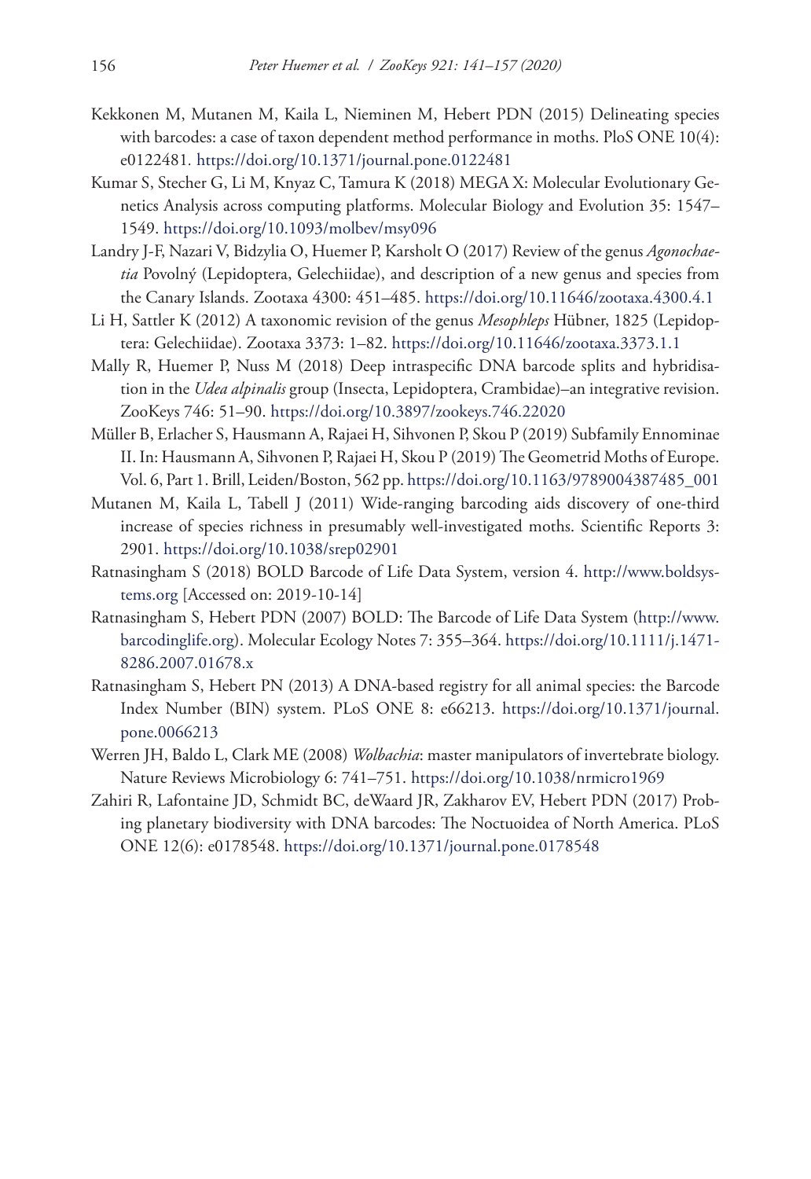Kekkonen M, Mutanen M, Kaila L, Nieminen M, Hebert PDN (2015) Delineating species with barcodes: a case of taxon dependent method performance in moths. PloS ONE 10(4): e0122481. https://doi.org/10.1371/journal.pone.0122481

Kumar S, Stecher G, Li M, Knyaz C, Tamura K (2018) MEGA X: Molecular Evolutionary Genetics Analysis across computing platforms. Molecular Biology and Evolution 35: 1547–1549. https://doi.org/10.1093/molbev/msy096

Landry J-F, Nazari V, Bidzylia O, Huemer P, Karsholt O (2017) Review of the genus *Agonochaetia* Povolný (Lepidoptera, Gelechiidae), and description of a new genus and species from the Canary Islands. Zootaxa 4300: 451–485. https://doi.org/10.11646/zootaxa.4300.4.1

Li H, Sattler K (2012) A taxonomic revision of the genus *Mesophleps* Hübner, 1825 (Lepidoptera: Gelechiidae). Zootaxa 3373: 1–82. https://doi.org/10.11646/zootaxa.3373.1.1

Mally R, Huemer P, Nuss M (2018) Deep intraspecific DNA barcode splits and hybridisation in the *Udea alpinalis* group (Insecta, Lepidoptera, Crambidae)–an integrative revision. ZooKeys 746: 51–90. https://doi.org/10.3897/zookeys.746.22020

Müller B, Erlacher S, Hausmann A, Rajaei H, Sihvonen P, Skou P (2019) Subfamily Ennominae II. In: Hausmann A, Sihvonen P, Rajaei H, Skou P (2019) The Geometrid Moths of Europe. Vol. 6, Part 1. Brill, Leiden/Boston, 562 pp. https://doi.org/10.1163/9789004387485_001

Mutanen M, Kaila L, Tabell J (2011) Wide-ranging barcoding aids discovery of one-third increase of species richness in presumably well-investigated moths. Scientific Reports 3: 2901. https://doi.org/10.1038/srep02901

Ratnasingham S (2018) BOLD Barcode of Life Data System, version 4. http://www.boldsystems.org [Accessed on: 2019-10-14]

Ratnasingham S, Hebert PDN (2007) BOLD: The Barcode of Life Data System (http://www.barcodinglife.org). Molecular Ecology Notes 7: 355–364. https://doi.org/10.1111/j.1471-8286.2007.01678.x

Ratnasingham S, Hebert PN (2013) A DNA-based registry for all animal species: the Barcode Index Number (BIN) system. PLoS ONE 8: e66213. https://doi.org/10.1371/journal.pone.0066213

Werren JH, Baldo L, Clark ME (2008) *Wolbachia*: master manipulators of invertebrate biology. Nature Reviews Microbiology 6: 741–751. https://doi.org/10.1038/nrmicro1969

Zahiri R, Lafontaine JD, Schmidt BC, deWaard JR, Zakharov EV, Hebert PDN (2017) Probing planetary biodiversity with DNA barcodes: The Noctuoidea of North America. PLoS ONE 12(6): e0178548. https://doi.org/10.1371/journal.pone.0178548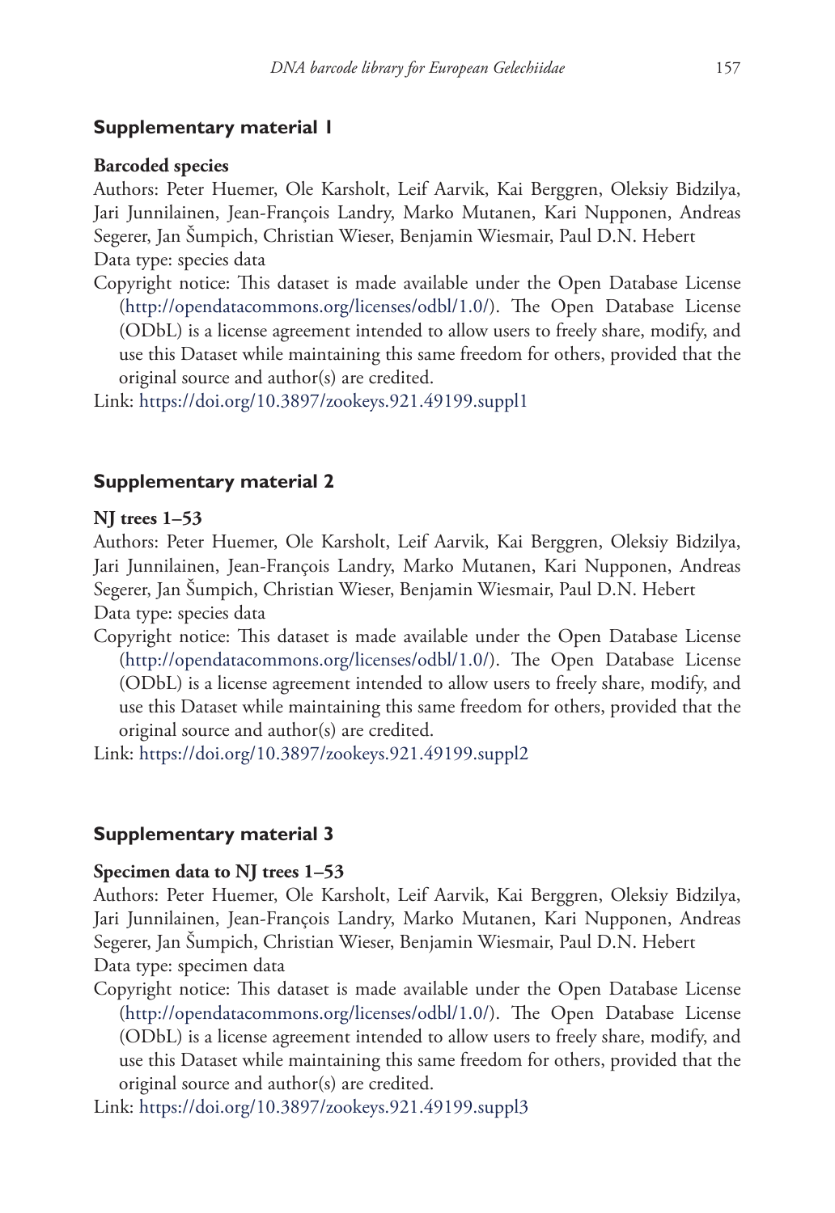## Supplementary material 1

**Barcoded species**

Authors: Peter Huemer, Ole Karsholt, Leif Aarvik, Kai Berggren, Oleksiy Bidzilya, Jari Junnilainen, Jean-François Landry, Marko Mutanen, Kari Nupponen, Andreas Segerer, Jan Šumpich, Christian Wieser, Benjamin Wiesmair, Paul D.N. Hebert

Data type: species data

Copyright notice: This dataset is made available under the Open Database License (http://opendatacommons.org/licenses/odbl/1.0/). The Open Database License (ODbL) is a license agreement intended to allow users to freely share, modify, and use this Dataset while maintaining this same freedom for others, provided that the original source and author(s) are credited.

Link: https://doi.org/10.3897/zookeys.921.49199.suppl1

## Supplementary material 2

**NJ trees 1–53**

Authors: Peter Huemer, Ole Karsholt, Leif Aarvik, Kai Berggren, Oleksiy Bidzilya, Jari Junnilainen, Jean-François Landry, Marko Mutanen, Kari Nupponen, Andreas Segerer, Jan Šumpich, Christian Wieser, Benjamin Wiesmair, Paul D.N. Hebert

Data type: species data

Copyright notice: This dataset is made available under the Open Database License (http://opendatacommons.org/licenses/odbl/1.0/). The Open Database License (ODbL) is a license agreement intended to allow users to freely share, modify, and use this Dataset while maintaining this same freedom for others, provided that the original source and author(s) are credited.

Link: https://doi.org/10.3897/zookeys.921.49199.suppl2

## Supplementary material 3

**Specimen data to NJ trees 1–53**

Authors: Peter Huemer, Ole Karsholt, Leif Aarvik, Kai Berggren, Oleksiy Bidzilya, Jari Junnilainen, Jean-François Landry, Marko Mutanen, Kari Nupponen, Andreas Segerer, Jan Šumpich, Christian Wieser, Benjamin Wiesmair, Paul D.N. Hebert

Data type: specimen data

Copyright notice: This dataset is made available under the Open Database License (http://opendatacommons.org/licenses/odbl/1.0/). The Open Database License (ODbL) is a license agreement intended to allow users to freely share, modify, and use this Dataset while maintaining this same freedom for others, provided that the original source and author(s) are credited.

Link: https://doi.org/10.3897/zookeys.921.49199.suppl3